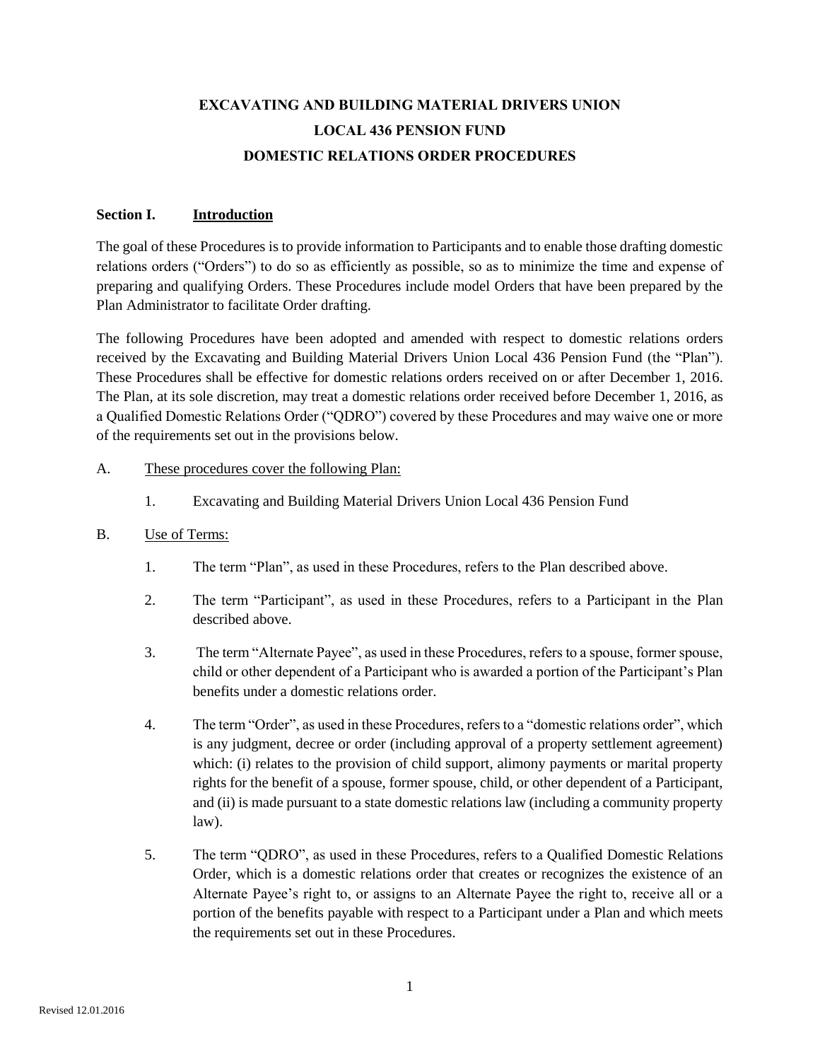# EXCAVATING AND BUILDING MATERIAL DRIVERS UNION
# LOCAL 436 PENSION FUND
# DOMESTIC RELATIONS ORDER PROCEDURES

## Section I. Introduction

The goal of these Procedures is to provide information to Participants and to enable those drafting domestic relations orders ("Orders") to do so as efficiently as possible, so as to minimize the time and expense of preparing and qualifying Orders. These Procedures include model Orders that have been prepared by the Plan Administrator to facilitate Order drafting.

The following Procedures have been adopted and amended with respect to domestic relations orders received by the Excavating and Building Material Drivers Union Local 436 Pension Fund (the "Plan"). These Procedures shall be effective for domestic relations orders received on or after December 1, 2016. The Plan, at its sole discretion, may treat a domestic relations order received before December 1, 2016, as a Qualified Domestic Relations Order ("QDRO") covered by these Procedures and may waive one or more of the requirements set out in the provisions below.

A. These procedures cover the following Plan:

1. Excavating and Building Material Drivers Union Local 436 Pension Fund

B. Use of Terms:

1. The term "Plan", as used in these Procedures, refers to the Plan described above.

2. The term "Participant", as used in these Procedures, refers to a Participant in the Plan described above.

3. The term "Alternate Payee", as used in these Procedures, refers to a spouse, former spouse, child or other dependent of a Participant who is awarded a portion of the Participant's Plan benefits under a domestic relations order.

4. The term "Order", as used in these Procedures, refers to a "domestic relations order", which is any judgment, decree or order (including approval of a property settlement agreement) which: (i) relates to the provision of child support, alimony payments or marital property rights for the benefit of a spouse, former spouse, child, or other dependent of a Participant, and (ii) is made pursuant to a state domestic relations law (including a community property law).

5. The term "QDRO", as used in these Procedures, refers to a Qualified Domestic Relations Order, which is a domestic relations order that creates or recognizes the existence of an Alternate Payee's right to, or assigns to an Alternate Payee the right to, receive all or a portion of the benefits payable with respect to a Participant under a Plan and which meets the requirements set out in these Procedures.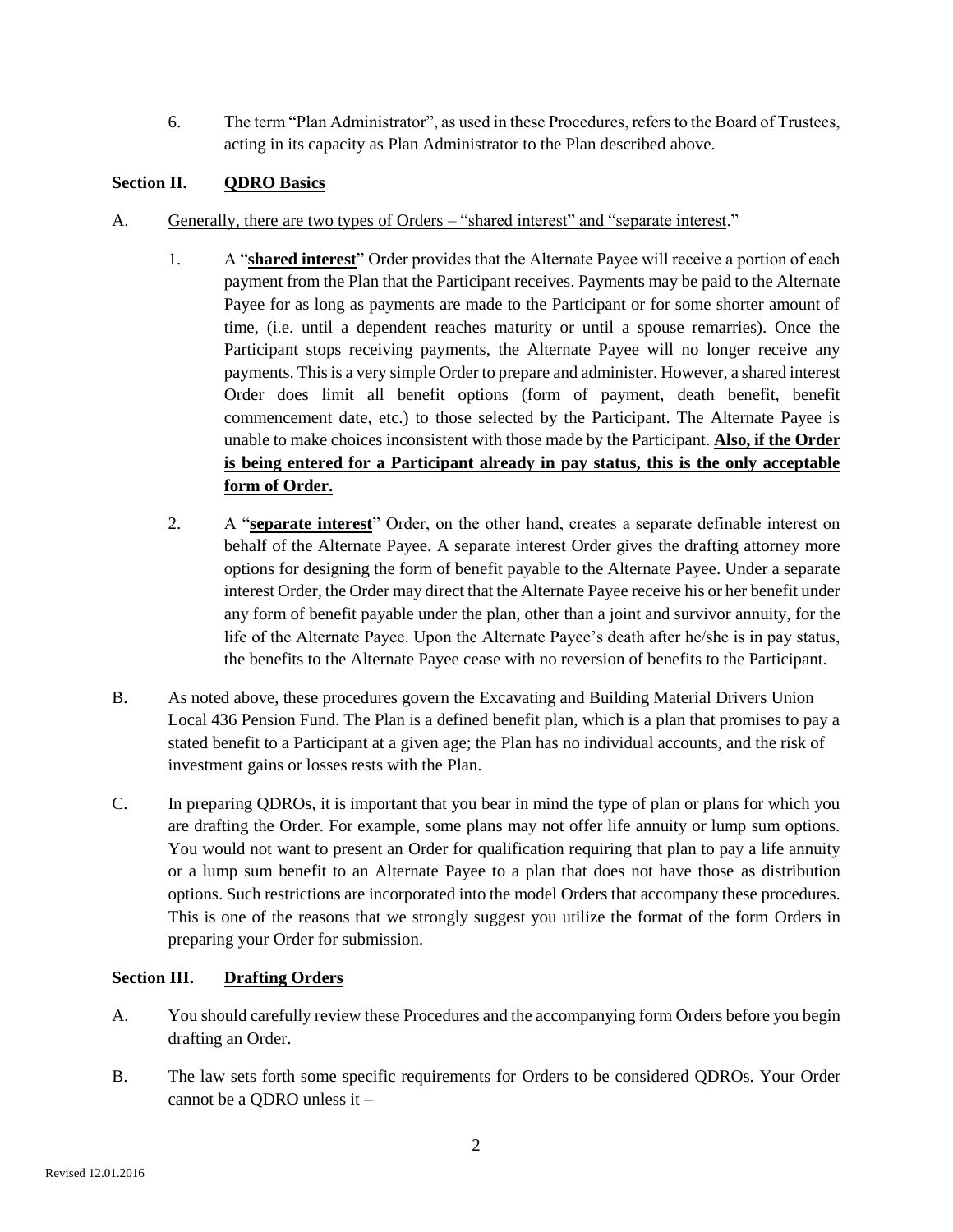6. The term "Plan Administrator", as used in these Procedures, refers to the Board of Trustees, acting in its capacity as Plan Administrator to the Plan described above.

## Section II. QDRO Basics

A. Generally, there are two types of Orders – "shared interest" and "separate interest."

1. A "**shared interest**" Order provides that the Alternate Payee will receive a portion of each payment from the Plan that the Participant receives. Payments may be paid to the Alternate Payee for as long as payments are made to the Participant or for some shorter amount of time, (i.e. until a dependent reaches maturity or until a spouse remarries). Once the Participant stops receiving payments, the Alternate Payee will no longer receive any payments. This is a very simple Order to prepare and administer. However, a shared interest Order does limit all benefit options (form of payment, death benefit, benefit commencement date, etc.) to those selected by the Participant. The Alternate Payee is unable to make choices inconsistent with those made by the Participant. **Also, if the Order is being entered for a Participant already in pay status, this is the only acceptable form of Order.**

2. A "**separate interest**" Order, on the other hand, creates a separate definable interest on behalf of the Alternate Payee. A separate interest Order gives the drafting attorney more options for designing the form of benefit payable to the Alternate Payee. Under a separate interest Order, the Order may direct that the Alternate Payee receive his or her benefit under any form of benefit payable under the plan, other than a joint and survivor annuity, for the life of the Alternate Payee. Upon the Alternate Payee's death after he/she is in pay status, the benefits to the Alternate Payee cease with no reversion of benefits to the Participant.

B. As noted above, these procedures govern the Excavating and Building Material Drivers Union Local 436 Pension Fund. The Plan is a defined benefit plan, which is a plan that promises to pay a stated benefit to a Participant at a given age; the Plan has no individual accounts, and the risk of investment gains or losses rests with the Plan.

C. In preparing QDROs, it is important that you bear in mind the type of plan or plans for which you are drafting the Order. For example, some plans may not offer life annuity or lump sum options. You would not want to present an Order for qualification requiring that plan to pay a life annuity or a lump sum benefit to an Alternate Payee to a plan that does not have those as distribution options. Such restrictions are incorporated into the model Orders that accompany these procedures. This is one of the reasons that we strongly suggest you utilize the format of the form Orders in preparing your Order for submission.

## Section III. Drafting Orders

A. You should carefully review these Procedures and the accompanying form Orders before you begin drafting an Order.

B. The law sets forth some specific requirements for Orders to be considered QDROs. Your Order cannot be a QDRO unless it –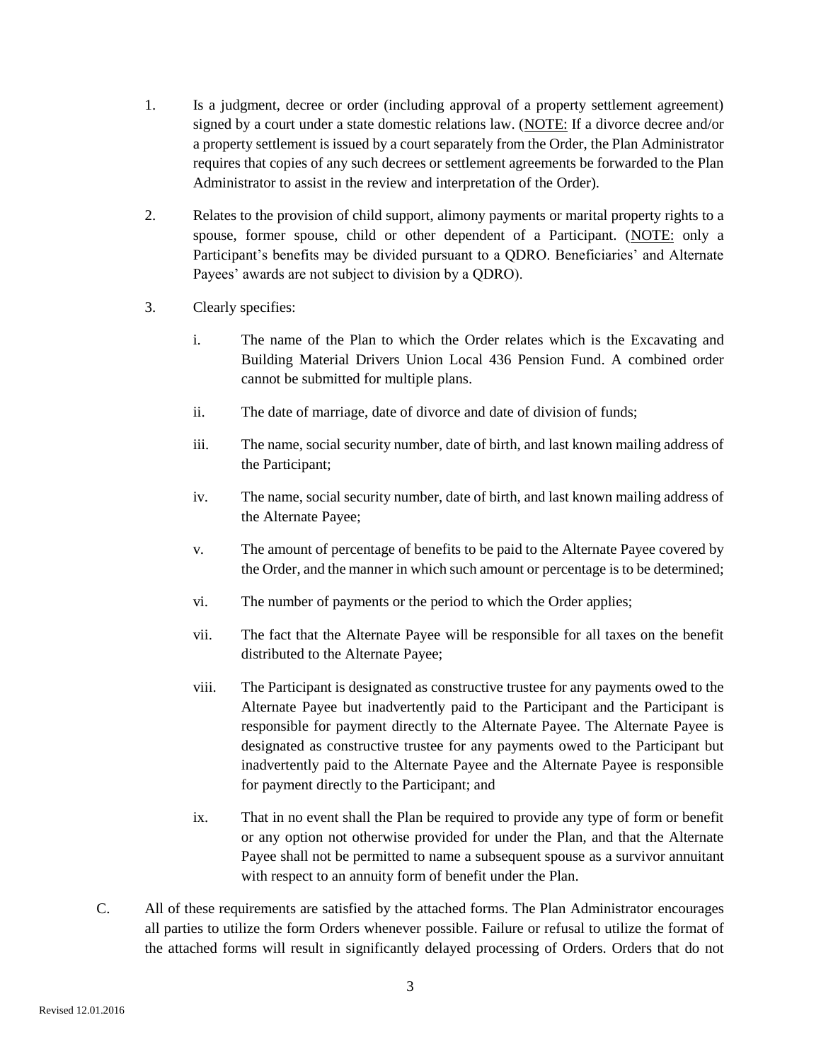1. Is a judgment, decree or order (including approval of a property settlement agreement) signed by a court under a state domestic relations law. (NOTE: If a divorce decree and/or a property settlement is issued by a court separately from the Order, the Plan Administrator requires that copies of any such decrees or settlement agreements be forwarded to the Plan Administrator to assist in the review and interpretation of the Order).

2. Relates to the provision of child support, alimony payments or marital property rights to a spouse, former spouse, child or other dependent of a Participant. (NOTE: only a Participant's benefits may be divided pursuant to a QDRO. Beneficiaries' and Alternate Payees' awards are not subject to division by a QDRO).

3. Clearly specifies:

   i. The name of the Plan to which the Order relates which is the Excavating and Building Material Drivers Union Local 436 Pension Fund. A combined order cannot be submitted for multiple plans.

   ii. The date of marriage, date of divorce and date of division of funds;

   iii. The name, social security number, date of birth, and last known mailing address of the Participant;

   iv. The name, social security number, date of birth, and last known mailing address of the Alternate Payee;

   v. The amount of percentage of benefits to be paid to the Alternate Payee covered by the Order, and the manner in which such amount or percentage is to be determined;

   vi. The number of payments or the period to which the Order applies;

   vii. The fact that the Alternate Payee will be responsible for all taxes on the benefit distributed to the Alternate Payee;

   viii. The Participant is designated as constructive trustee for any payments owed to the Alternate Payee but inadvertently paid to the Participant and the Participant is responsible for payment directly to the Alternate Payee. The Alternate Payee is designated as constructive trustee for any payments owed to the Participant but inadvertently paid to the Alternate Payee and the Alternate Payee is responsible for payment directly to the Participant; and

   ix. That in no event shall the Plan be required to provide any type of form or benefit or any option not otherwise provided for under the Plan, and that the Alternate Payee shall not be permitted to name a subsequent spouse as a survivor annuitant with respect to an annuity form of benefit under the Plan.

C. All of these requirements are satisfied by the attached forms. The Plan Administrator encourages all parties to utilize the form Orders whenever possible. Failure or refusal to utilize the format of the attached forms will result in significantly delayed processing of Orders. Orders that do not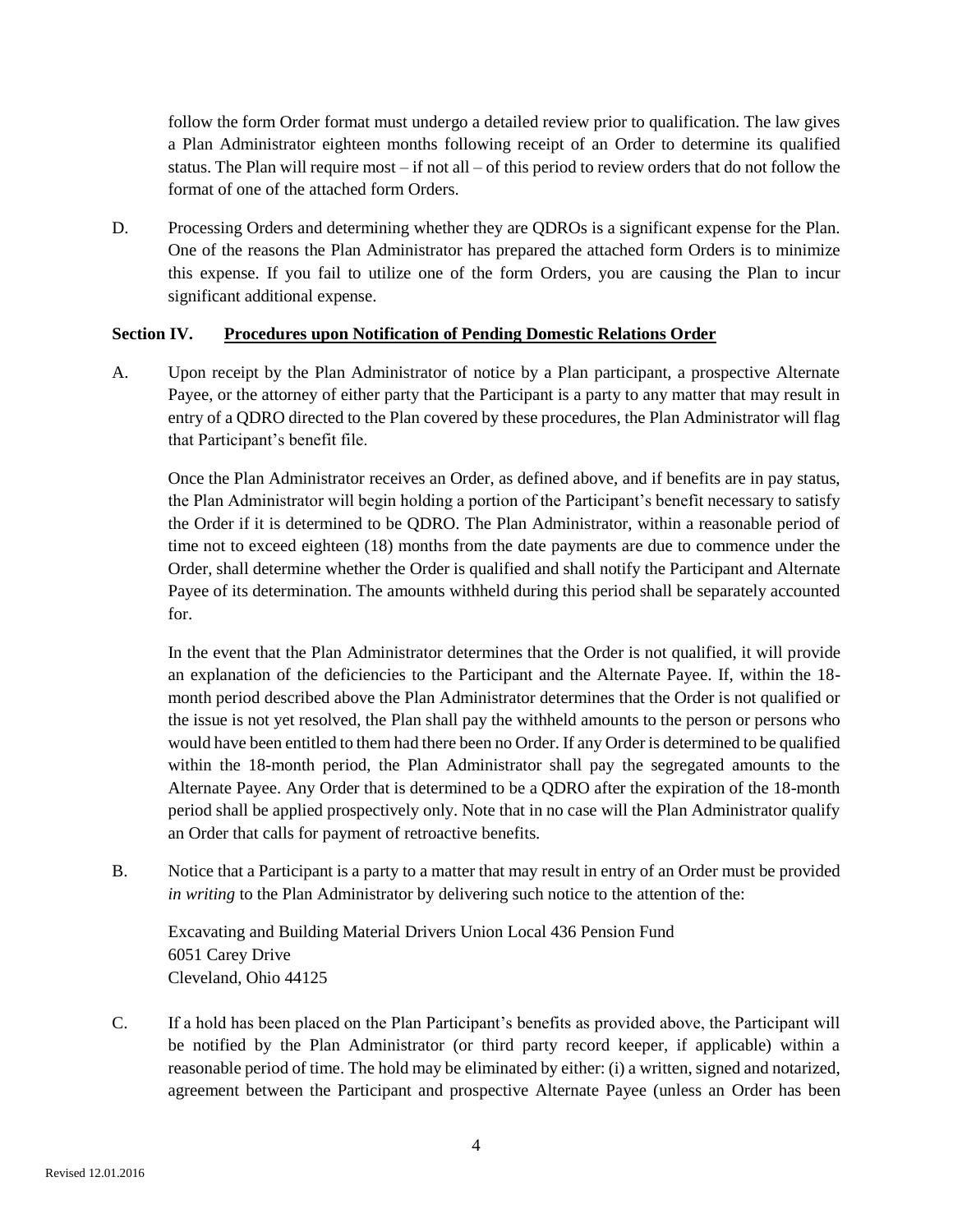follow the form Order format must undergo a detailed review prior to qualification. The law gives a Plan Administrator eighteen months following receipt of an Order to determine its qualified status. The Plan will require most – if not all – of this period to review orders that do not follow the format of one of the attached form Orders.

D. Processing Orders and determining whether they are QDROs is a significant expense for the Plan. One of the reasons the Plan Administrator has prepared the attached form Orders is to minimize this expense. If you fail to utilize one of the form Orders, you are causing the Plan to incur significant additional expense.

## Section IV. Procedures upon Notification of Pending Domestic Relations Order

A. Upon receipt by the Plan Administrator of notice by a Plan participant, a prospective Alternate Payee, or the attorney of either party that the Participant is a party to any matter that may result in entry of a QDRO directed to the Plan covered by these procedures, the Plan Administrator will flag that Participant's benefit file.

Once the Plan Administrator receives an Order, as defined above, and if benefits are in pay status, the Plan Administrator will begin holding a portion of the Participant's benefit necessary to satisfy the Order if it is determined to be QDRO. The Plan Administrator, within a reasonable period of time not to exceed eighteen (18) months from the date payments are due to commence under the Order, shall determine whether the Order is qualified and shall notify the Participant and Alternate Payee of its determination. The amounts withheld during this period shall be separately accounted for.

In the event that the Plan Administrator determines that the Order is not qualified, it will provide an explanation of the deficiencies to the Participant and the Alternate Payee. If, within the 18-month period described above the Plan Administrator determines that the Order is not qualified or the issue is not yet resolved, the Plan shall pay the withheld amounts to the person or persons who would have been entitled to them had there been no Order. If any Order is determined to be qualified within the 18-month period, the Plan Administrator shall pay the segregated amounts to the Alternate Payee. Any Order that is determined to be a QDRO after the expiration of the 18-month period shall be applied prospectively only. Note that in no case will the Plan Administrator qualify an Order that calls for payment of retroactive benefits.

B. Notice that a Participant is a party to a matter that may result in entry of an Order must be provided *in writing* to the Plan Administrator by delivering such notice to the attention of the:

Excavating and Building Material Drivers Union Local 436 Pension Fund
6051 Carey Drive
Cleveland, Ohio 44125

C. If a hold has been placed on the Plan Participant's benefits as provided above, the Participant will be notified by the Plan Administrator (or third party record keeper, if applicable) within a reasonable period of time. The hold may be eliminated by either: (i) a written, signed and notarized, agreement between the Participant and prospective Alternate Payee (unless an Order has been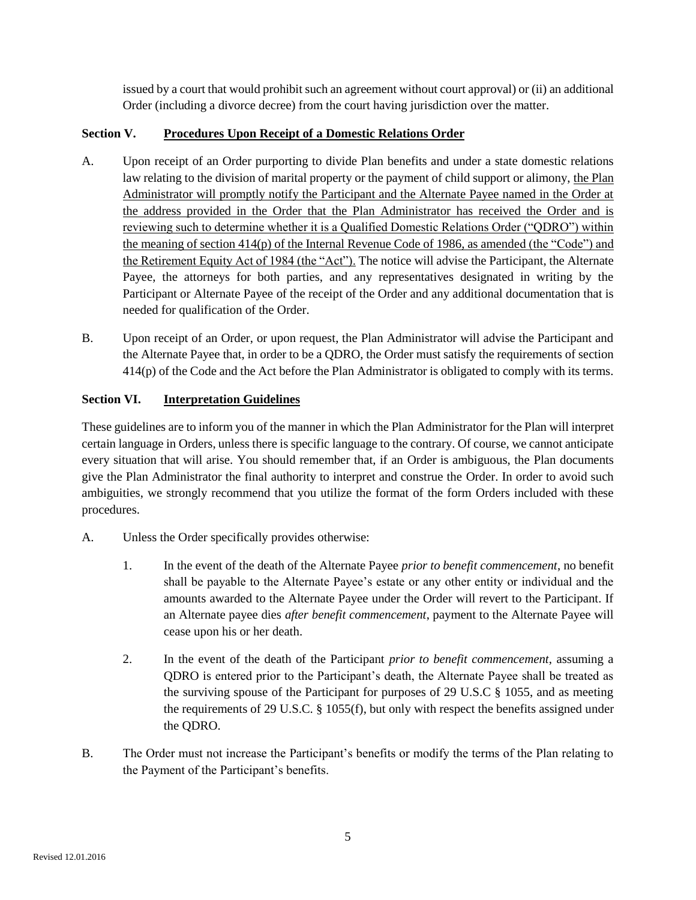issued by a court that would prohibit such an agreement without court approval) or (ii) an additional Order (including a divorce decree) from the court having jurisdiction over the matter.

### Section V. Procedures Upon Receipt of a Domestic Relations Order

A. Upon receipt of an Order purporting to divide Plan benefits and under a state domestic relations law relating to the division of marital property or the payment of child support or alimony, the Plan Administrator will promptly notify the Participant and the Alternate Payee named in the Order at the address provided in the Order that the Plan Administrator has received the Order and is reviewing such to determine whether it is a Qualified Domestic Relations Order ("QDRO") within the meaning of section 414(p) of the Internal Revenue Code of 1986, as amended (the "Code") and the Retirement Equity Act of 1984 (the "Act"). The notice will advise the Participant, the Alternate Payee, the attorneys for both parties, and any representatives designated in writing by the Participant or Alternate Payee of the receipt of the Order and any additional documentation that is needed for qualification of the Order.

B. Upon receipt of an Order, or upon request, the Plan Administrator will advise the Participant and the Alternate Payee that, in order to be a QDRO, the Order must satisfy the requirements of section 414(p) of the Code and the Act before the Plan Administrator is obligated to comply with its terms.

### Section VI. Interpretation Guidelines

These guidelines are to inform you of the manner in which the Plan Administrator for the Plan will interpret certain language in Orders, unless there is specific language to the contrary. Of course, we cannot anticipate every situation that will arise. You should remember that, if an Order is ambiguous, the Plan documents give the Plan Administrator the final authority to interpret and construe the Order. In order to avoid such ambiguities, we strongly recommend that you utilize the format of the form Orders included with these procedures.

A. Unless the Order specifically provides otherwise:

   1. In the event of the death of the Alternate Payee *prior to benefit commencement*, no benefit shall be payable to the Alternate Payee's estate or any other entity or individual and the amounts awarded to the Alternate Payee under the Order will revert to the Participant. If an Alternate payee dies *after benefit commencement*, payment to the Alternate Payee will cease upon his or her death.

   2. In the event of the death of the Participant *prior to benefit commencement*, assuming a QDRO is entered prior to the Participant's death, the Alternate Payee shall be treated as the surviving spouse of the Participant for purposes of 29 U.S.C § 1055, and as meeting the requirements of 29 U.S.C. § 1055(f), but only with respect the benefits assigned under the QDRO.

B. The Order must not increase the Participant's benefits or modify the terms of the Plan relating to the Payment of the Participant's benefits.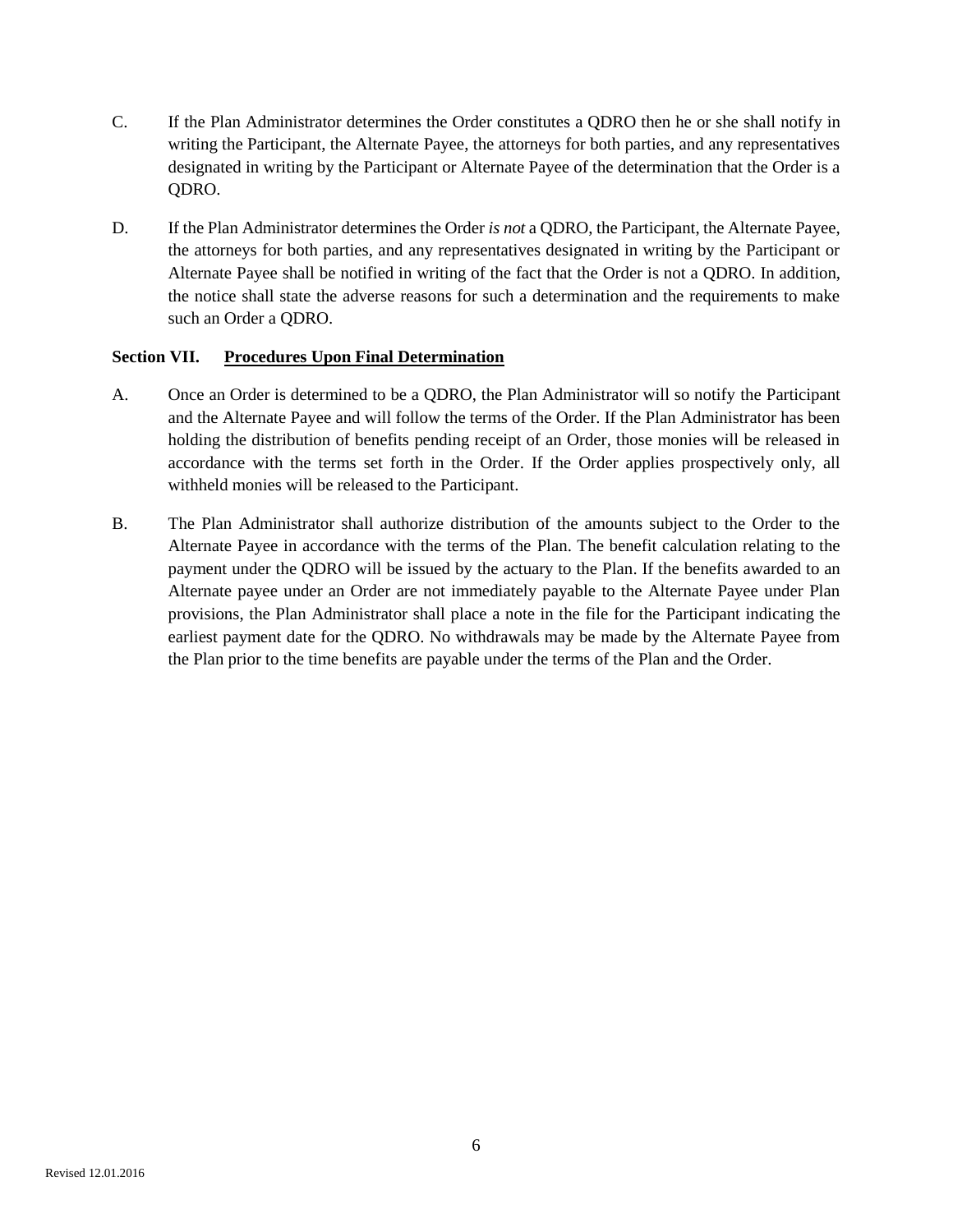C. If the Plan Administrator determines the Order constitutes a QDRO then he or she shall notify in writing the Participant, the Alternate Payee, the attorneys for both parties, and any representatives designated in writing by the Participant or Alternate Payee of the determination that the Order is a QDRO.

D. If the Plan Administrator determines the Order *is not* a QDRO, the Participant, the Alternate Payee, the attorneys for both parties, and any representatives designated in writing by the Participant or Alternate Payee shall be notified in writing of the fact that the Order is not a QDRO. In addition, the notice shall state the adverse reasons for such a determination and the requirements to make such an Order a QDRO.

## Section VII. <u>Procedures Upon Final Determination</u>

A. Once an Order is determined to be a QDRO, the Plan Administrator will so notify the Participant and the Alternate Payee and will follow the terms of the Order. If the Plan Administrator has been holding the distribution of benefits pending receipt of an Order, those monies will be released in accordance with the terms set forth in the Order. If the Order applies prospectively only, all withheld monies will be released to the Participant.

B. The Plan Administrator shall authorize distribution of the amounts subject to the Order to the Alternate Payee in accordance with the terms of the Plan. The benefit calculation relating to the payment under the QDRO will be issued by the actuary to the Plan. If the benefits awarded to an Alternate payee under an Order are not immediately payable to the Alternate Payee under Plan provisions, the Plan Administrator shall place a note in the file for the Participant indicating the earliest payment date for the QDRO. No withdrawals may be made by the Alternate Payee from the Plan prior to the time benefits are payable under the terms of the Plan and the Order.